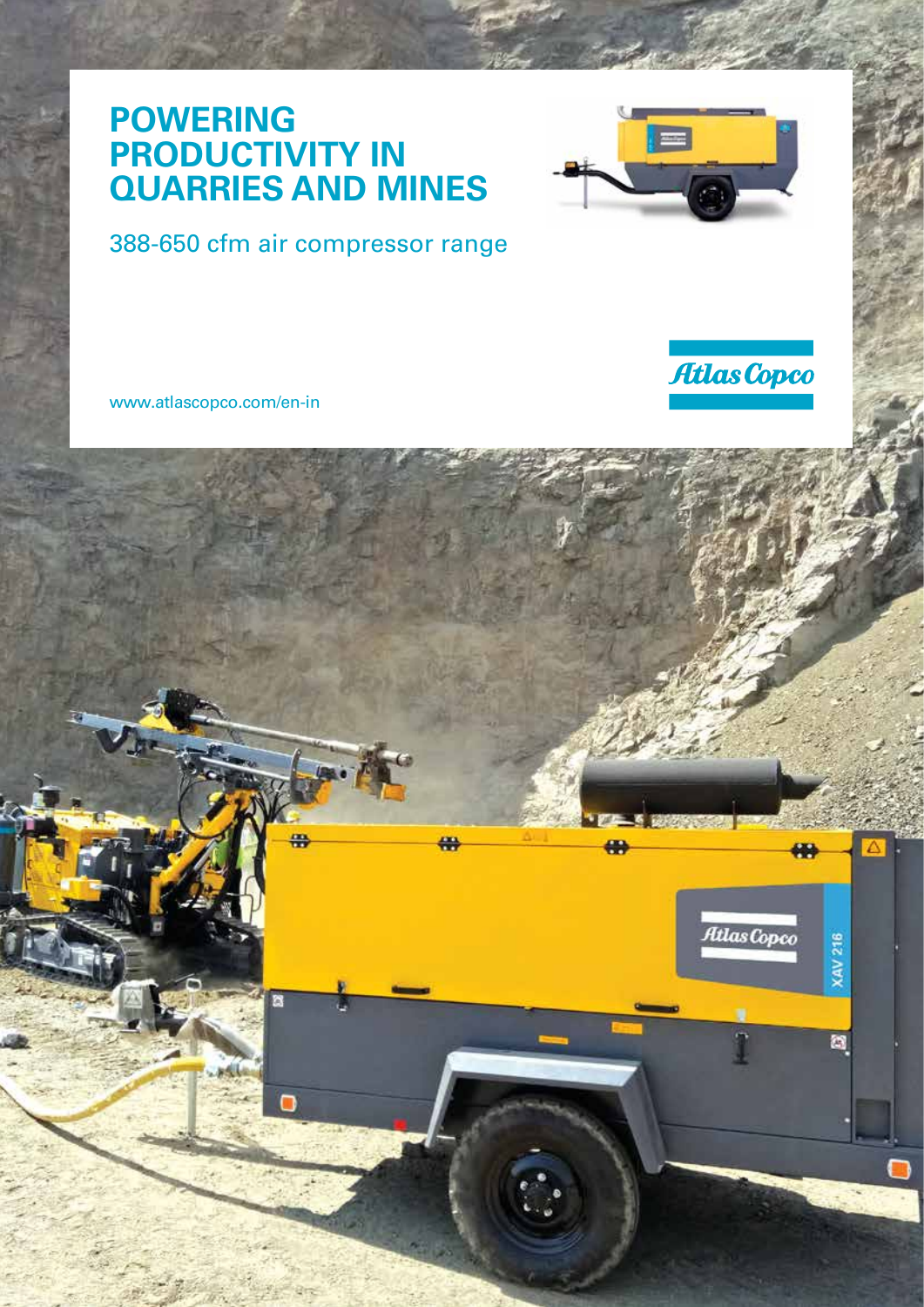# POWERING PRODUCTIVITY IN QUARRIES AND MINES

388-650 cfm air compressor range

www.atlascopco.com/en-in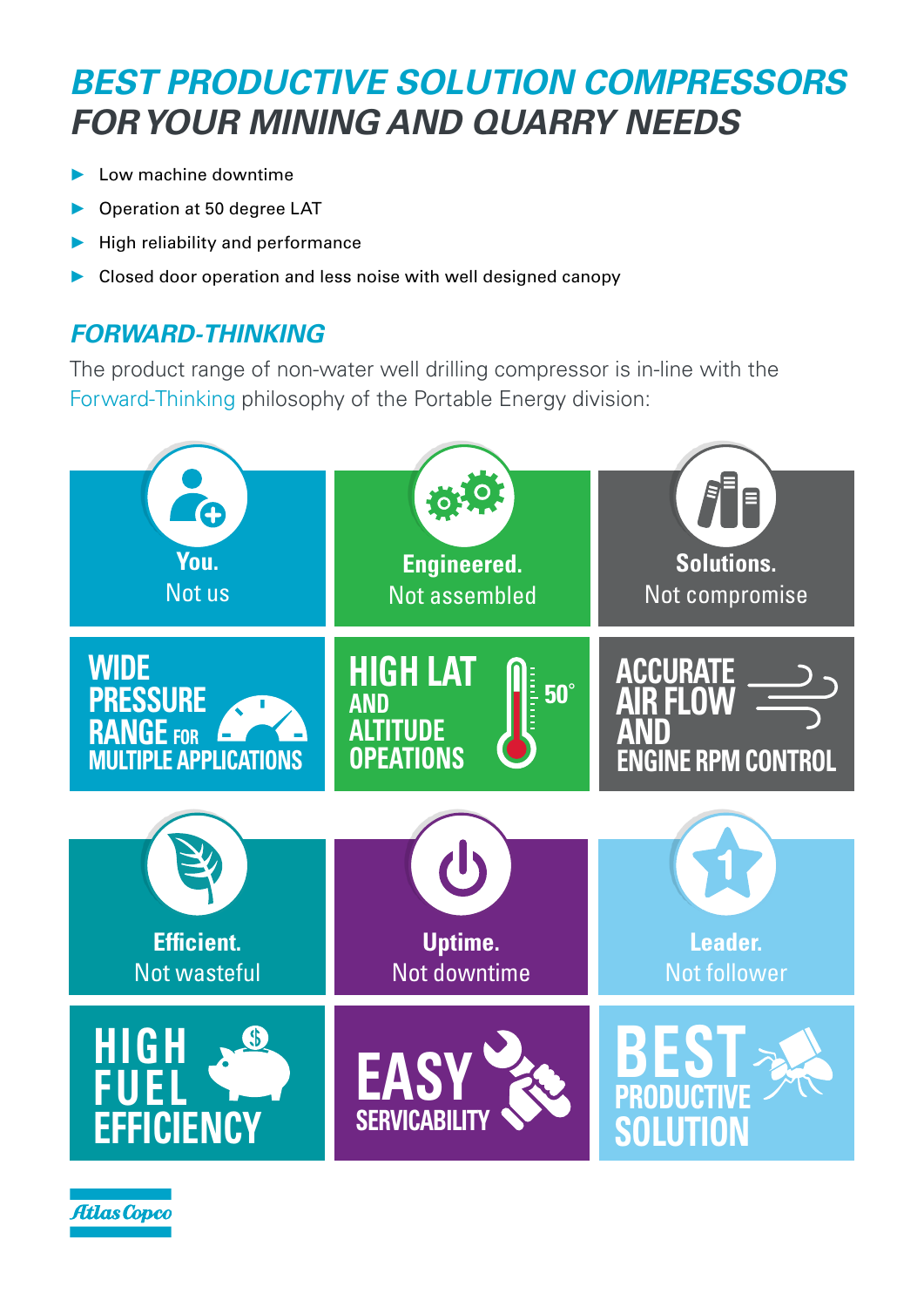# *BEST PRODUCTIVE SOLUTION COMPRESSORS FOR YOUR MINING AND QUARRY NEEDS*

- Low machine downtime
- Operation at 50 degree LAT
- High reliability and performance
- Closed door operation and less noise with well designed canopy

## *FORWARD-THINKING*

The product range of non-water well drilling compressor is in-line with the Forward-Thinking philosophy of the Portable Energy division:

**You.** Not us

**Engineered.** Not assembled

**Solutions.** Not compromise

**WIDE PRESSURE RANGE FOR MULTIPLE APPLICATIONS**

**HIGH LAT AND ALTITUDE OPEATIONS** 50°

**ACCURATE AIR FLOW AND ENGINE RPM CONTROL**

**Efficient.** Not wasteful

**Uptime.** Not downtime

**Leader.** Not follower

**HIGH FUEL EFFICIENCY**

**EASY SERVICABILITY**

**BEST PRODUCTIVE SOLUTION**

Atlas Copco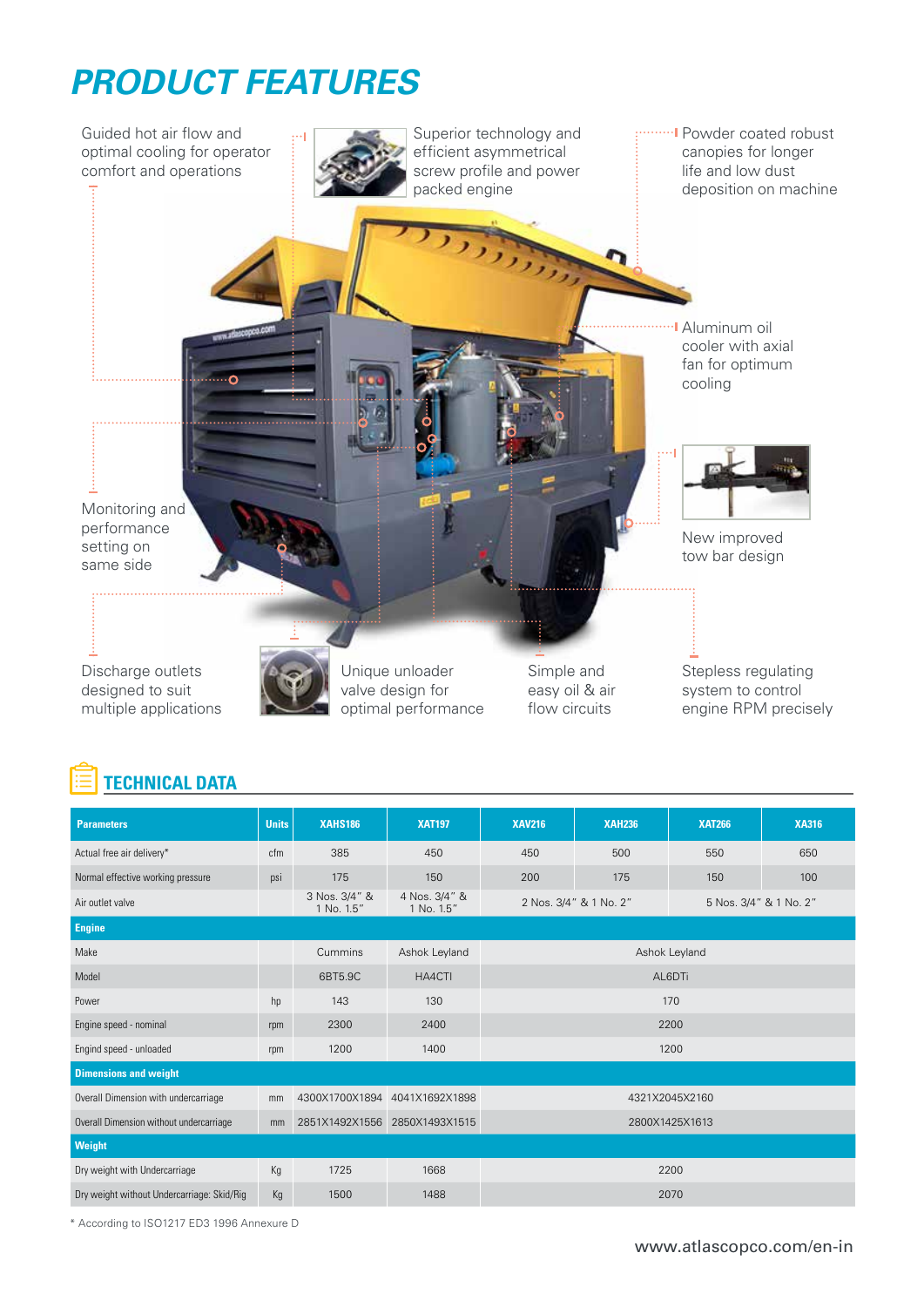# PRODUCT FEATURES

Guided hot air flow and optimal cooling for operator comfort and operations

Superior technology and efficient asymmetrical screw profile and power packed engine

Powder coated robust canopies for longer life and low dust deposition on machine

Aluminum oil cooler with axial fan for optimum cooling

New improved tow bar design

Monitoring and performance setting on same side

Discharge outlets designed to suit multiple applications

Unique unloader valve design for optimal performance

Simple and easy oil & air flow circuits

Stepless regulating system to control engine RPM precisely

## TECHNICAL DATA

| Parameters | Units | XAHS186 | XAT197 | XAV216 | XAH236 | XAT266 | XA316 |
|---|---|---|---|---|---|---|---|
| Actual free air delivery* | cfm | 385 | 450 | 450 | 500 | 550 | 650 |
| Normal effective working pressure | psi | 175 | 150 | 200 | 175 | 150 | 100 |
| Air outlet valve | | 3 Nos. 3/4" & 1 No. 1.5" | 4 Nos. 3/4" & 1 No. 1.5" | 2 Nos. 3/4" & 1 No. 2" | | 5 Nos. 3/4" & 1 No. 2" | |
| **Engine** | | | | | | | |
| Make | | Cummins | Ashok Leyland | Ashok Leyland | | | |
| Model | | 6BT5.9C | HA4CTI | AL6DTi | | | |
| Power | hp | 143 | 130 | 170 | | | |
| Engine speed - nominal | rpm | 2300 | 2400 | 2200 | | | |
| Engind speed - unloaded | rpm | 1200 | 1400 | 1200 | | | |
| **Dimensions and weight** | | | | | | | |
| Overall Dimension with undercarriage | mm | 4300X1700X1894 | 4041X1692X1898 | 4321X2045X2160 | | | |
| Overall Dimension without undercarriage | mm | 2851X1492X1556 | 2850X1493X1515 | 2800X1425X1613 | | | |
| **Weight** | | | | | | | |
| Dry weight with Undercarriage | Kg | 1725 | 1668 | 2200 | | | |
| Dry weight without Undercarriage: Skid/Rig | Kg | 1500 | 1488 | 2070 | | | |

* According to ISO1217 ED3 1996 Annexure D

www.atlascopco.com/en-in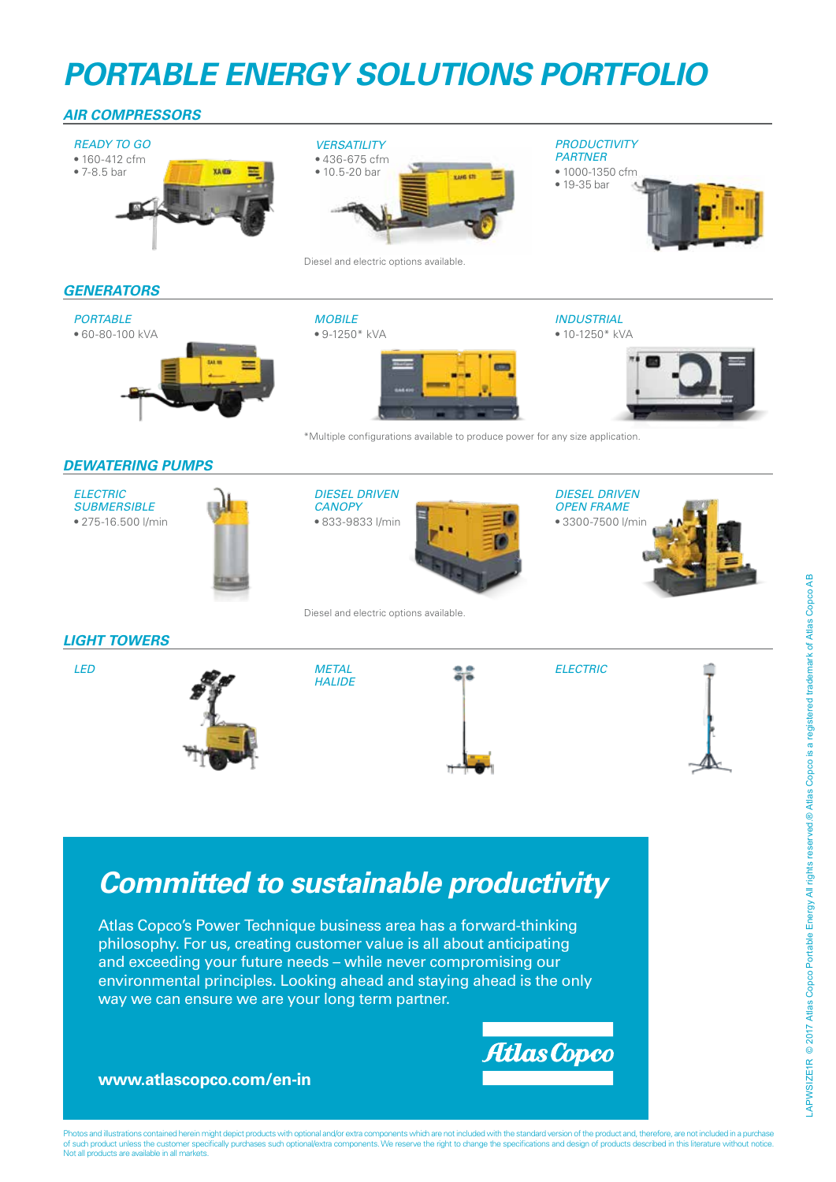# PORTABLE ENERGY SOLUTIONS PORTFOLIO

## AIR COMPRESSORS

*READY TO GO*
- 160-412 cfm
- 7-8.5 bar

*VERSATILITY*
- 436-675 cfm
- 10.5-20 bar

*PRODUCTIVITY PARTNER*
- 1000-1350 cfm
- 19-35 bar

Diesel and electric options available.

## GENERATORS

*PORTABLE*
- 60-80-100 kVA

*MOBILE*
- 9-1250* kVA

*INDUSTRIAL*
- 10-1250* kVA

*Multiple configurations available to produce power for any size application.

## DEWATERING PUMPS

*ELECTRIC SUBMERSIBLE*
- 275-16.500 l/min

*DIESEL DRIVEN CANOPY*
- 833-9833 l/min

*DIESEL DRIVEN OPEN FRAME*
- 3300-7500 l/min

Diesel and electric options available.

## LIGHT TOWERS

*LED*

*METAL HALIDE*

*ELECTRIC*

## Committed to sustainable productivity

Atlas Copco's Power Technique business area has a forward-thinking philosophy. For us, creating customer value is all about anticipating and exceeding your future needs – while never compromising our environmental principles. Looking ahead and staying ahead is the only way we can ensure we are your long term partner.

**www.atlascopco.com/en-in**

Atlas Copco

LAPWSIZE1R © 2017 Atlas Copco Portable Energy All rights reserved ® Atlas Copco is a registered trademark of Atlas Copco AB

Photos and illustrations contained herein might depict products with optional and/or extra components which are not included with the standard version of the product and, therefore, are not included in a purchase of such product unless the customer specifically purchases such optional/extra components. We reserve the right to change the specifications and design of products described in this literature without notice. Not all products are available in all markets.